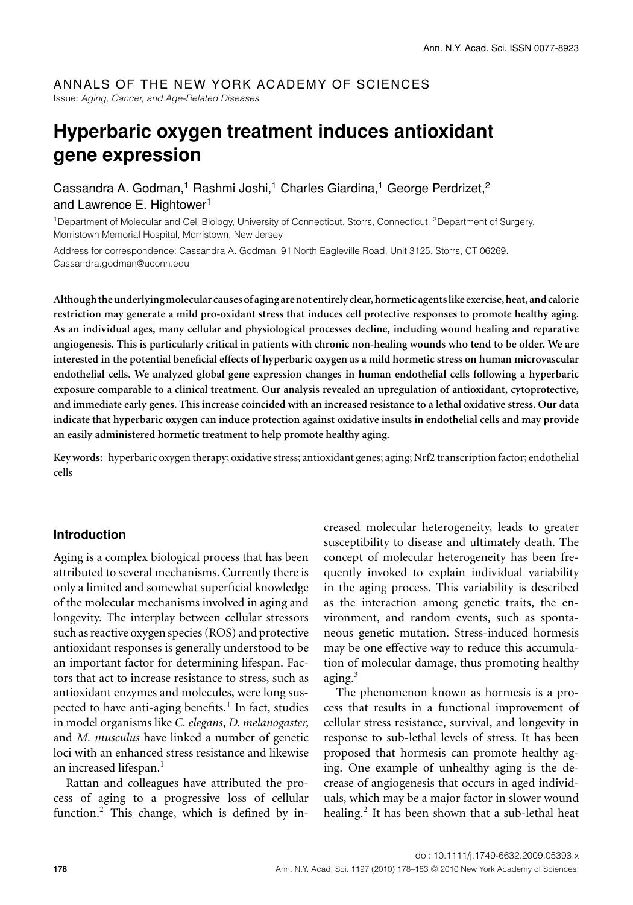ANNALS OF THE NEW YORK ACADEMY OF SCIENCES

Issue: *Aging, Cancer, and Age-Related Diseases*

# Hyperbaric oxygen treatment induces antioxidant gene expression

Cassandra A. Godman,[1] Rashmi Joshi,[1] Charles Giardina,[1] George Perdrizet,[2] and Lawrence E. Hightower[1]

[1]Department of Molecular and Cell Biology, University of Connecticut, Storrs, Connecticut. [2]Department of Surgery, Morristown Memorial Hospital, Morristown, New Jersey

Address for correspondence: Cassandra A. Godman, 91 North Eagleville Road, Unit 3125, Storrs, CT 06269. Cassandra.godman@uconn.edu

**Although the underlying molecular causes of aging are not entirely clear, hormetic agents like exercise, heat, and calorie restriction may generate a mild pro-oxidant stress that induces cell protective responses to promote healthy aging. As an individual ages, many cellular and physiological processes decline, including wound healing and reparative angiogenesis. This is particularly critical in patients with chronic non-healing wounds who tend to be older. We are interested in the potential beneficial effects of hyperbaric oxygen as a mild hormetic stress on human microvascular endothelial cells. We analyzed global gene expression changes in human endothelial cells following a hyperbaric exposure comparable to a clinical treatment. Our analysis revealed an upregulation of antioxidant, cytoprotective, and immediate early genes. This increase coincided with an increased resistance to a lethal oxidative stress. Our data indicate that hyperbaric oxygen can induce protection against oxidative insults in endothelial cells and may provide an easily administered hormetic treatment to help promote healthy aging.**

**Keywords:** hyperbaric oxygen therapy; oxidative stress; antioxidant genes; aging; Nrf2 transcription factor; endothelial cells

## Introduction

Aging is a complex biological process that has been attributed to several mechanisms. Currently there is only a limited and somewhat superficial knowledge of the molecular mechanisms involved in aging and longevity. The interplay between cellular stressors such as reactive oxygen species (ROS) and protective antioxidant responses is generally understood to be an important factor for determining lifespan. Factors that act to increase resistance to stress, such as antioxidant enzymes and molecules, were long suspected to have anti-aging benefits.[1] In fact, studies in model organisms like *C. elegans*, *D. melanogaster,* and *M. musculus* have linked a number of genetic loci with an enhanced stress resistance and likewise an increased lifespan.[1]

Rattan and colleagues have attributed the process of aging to a progressive loss of cellular function.[2] This change, which is defined by increased molecular heterogeneity, leads to greater susceptibility to disease and ultimately death. The concept of molecular heterogeneity has been frequently invoked to explain individual variability in the aging process. This variability is described as the interaction among genetic traits, the environment, and random events, such as spontaneous genetic mutation. Stress-induced hormesis may be one effective way to reduce this accumulation of molecular damage, thus promoting healthy aging.[3]

The phenomenon known as hormesis is a process that results in a functional improvement of cellular stress resistance, survival, and longevity in response to sub-lethal levels of stress. It has been proposed that hormesis can promote healthy aging. One example of unhealthy aging is the decrease of angiogenesis that occurs in aged individuals, which may be a major factor in slower wound healing.[2] It has been shown that a sub-lethal heat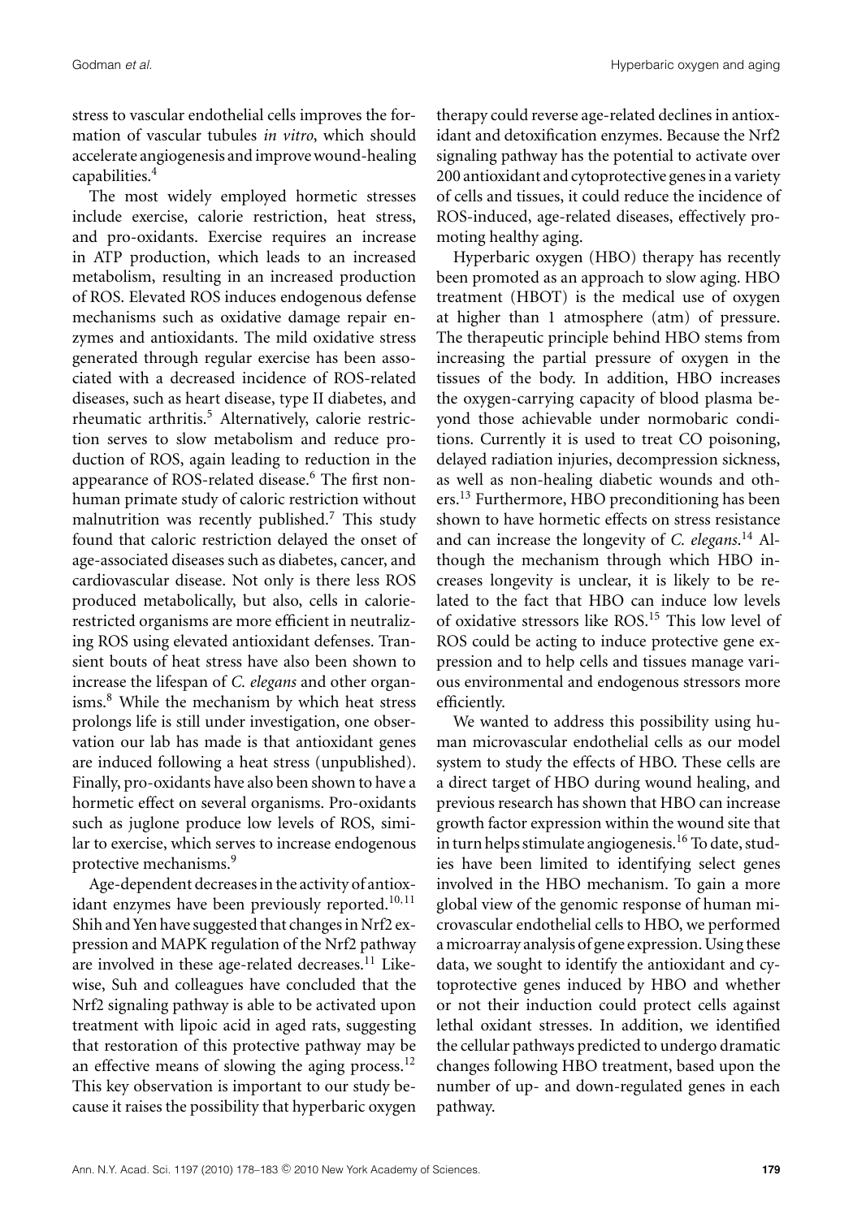stress to vascular endothelial cells improves the formation of vascular tubules *in vitro*, which should accelerate angiogenesis and improve wound-healing capabilities.[4]

The most widely employed hormetic stresses include exercise, calorie restriction, heat stress, and pro-oxidants. Exercise requires an increase in ATP production, which leads to an increased metabolism, resulting in an increased production of ROS. Elevated ROS induces endogenous defense mechanisms such as oxidative damage repair enzymes and antioxidants. The mild oxidative stress generated through regular exercise has been associated with a decreased incidence of ROS-related diseases, such as heart disease, type II diabetes, and rheumatic arthritis.[5] Alternatively, calorie restriction serves to slow metabolism and reduce production of ROS, again leading to reduction in the appearance of ROS-related disease.[6] The first nonhuman primate study of caloric restriction without malnutrition was recently published.[7] This study found that caloric restriction delayed the onset of age-associated diseases such as diabetes, cancer, and cardiovascular disease. Not only is there less ROS produced metabolically, but also, cells in calorie-restricted organisms are more efficient in neutralizing ROS using elevated antioxidant defenses. Transient bouts of heat stress have also been shown to increase the lifespan of *C. elegans* and other organisms.[8] While the mechanism by which heat stress prolongs life is still under investigation, one observation our lab has made is that antioxidant genes are induced following a heat stress (unpublished). Finally, pro-oxidants have also been shown to have a hormetic effect on several organisms. Pro-oxidants such as juglone produce low levels of ROS, similar to exercise, which serves to increase endogenous protective mechanisms.[9]

Age-dependent decreases in the activity of antioxidant enzymes have been previously reported.[10,11] Shih and Yen have suggested that changes in Nrf2 expression and MAPK regulation of the Nrf2 pathway are involved in these age-related decreases.[11] Likewise, Suh and colleagues have concluded that the Nrf2 signaling pathway is able to be activated upon treatment with lipoic acid in aged rats, suggesting that restoration of this protective pathway may be an effective means of slowing the aging process.[12] This key observation is important to our study because it raises the possibility that hyperbaric oxygen therapy could reverse age-related declines in antioxidant and detoxification enzymes. Because the Nrf2 signaling pathway has the potential to activate over 200 antioxidant and cytoprotective genes in a variety of cells and tissues, it could reduce the incidence of ROS-induced, age-related diseases, effectively promoting healthy aging.

Hyperbaric oxygen (HBO) therapy has recently been promoted as an approach to slow aging. HBO treatment (HBOT) is the medical use of oxygen at higher than 1 atmosphere (atm) of pressure. The therapeutic principle behind HBO stems from increasing the partial pressure of oxygen in the tissues of the body. In addition, HBO increases the oxygen-carrying capacity of blood plasma beyond those achievable under normobaric conditions. Currently it is used to treat CO poisoning, delayed radiation injuries, decompression sickness, as well as non-healing diabetic wounds and others.[13] Furthermore, HBO preconditioning has been shown to have hormetic effects on stress resistance and can increase the longevity of *C. elegans*.[14] Although the mechanism through which HBO increases longevity is unclear, it is likely to be related to the fact that HBO can induce low levels of oxidative stressors like ROS.[15] This low level of ROS could be acting to induce protective gene expression and to help cells and tissues manage various environmental and endogenous stressors more efficiently.

We wanted to address this possibility using human microvascular endothelial cells as our model system to study the effects of HBO. These cells are a direct target of HBO during wound healing, and previous research has shown that HBO can increase growth factor expression within the wound site that in turn helps stimulate angiogenesis.[16] To date, studies have been limited to identifying select genes involved in the HBO mechanism. To gain a more global view of the genomic response of human microvascular endothelial cells to HBO, we performed a microarray analysis of gene expression. Using these data, we sought to identify the antioxidant and cytoprotective genes induced by HBO and whether or not their induction could protect cells against lethal oxidant stresses. In addition, we identified the cellular pathways predicted to undergo dramatic changes following HBO treatment, based upon the number of up- and down-regulated genes in each pathway.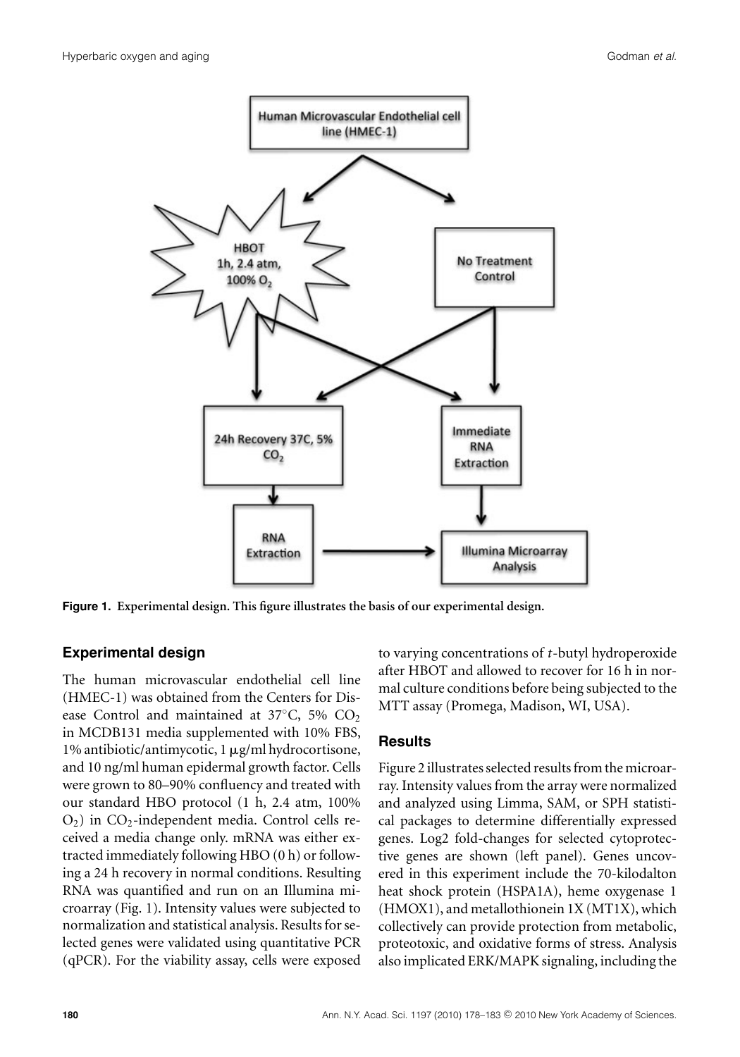**Figure 1. Experimental design. This figure illustrates the basis of our experimental design.**

## Experimental design

The human microvascular endothelial cell line (HMEC-1) was obtained from the Centers for Disease Control and maintained at 37°C, 5% $CO_2$ in MCDB131 media supplemented with 10% FBS, 1% antibiotic/antimycotic, 1 μg/ml hydrocortisone, and 10 ng/ml human epidermal growth factor. Cells were grown to 80–90% confluency and treated with our standard HBO protocol (1 h, 2.4 atm, 100% $O_2$) in $CO_2$-independent media. Control cells received a media change only. mRNA was either extracted immediately following HBO (0 h) or following a 24 h recovery in normal conditions. Resulting RNA was quantified and run on an Illumina microarray (Fig. 1). Intensity values were subjected to normalization and statistical analysis. Results for selected genes were validated using quantitative PCR (qPCR). For the viability assay, cells were exposed to varying concentrations of *t*-butyl hydroperoxide after HBOT and allowed to recover for 16 h in normal culture conditions before being subjected to the MTT assay (Promega, Madison, WI, USA).

## Results

Figure 2 illustrates selected results from the microarray. Intensity values from the array were normalized and analyzed using Limma, SAM, or SPH statistical packages to determine differentially expressed genes. Log2 fold-changes for selected cytoprotective genes are shown (left panel). Genes uncovered in this experiment include the 70-kilodalton heat shock protein (HSPA1A), heme oxygenase 1 (HMOX1), and metallothionein 1X (MT1X), which collectively can provide protection from metabolic, proteotoxic, and oxidative forms of stress. Analysis also implicated ERK/MAPK signaling, including the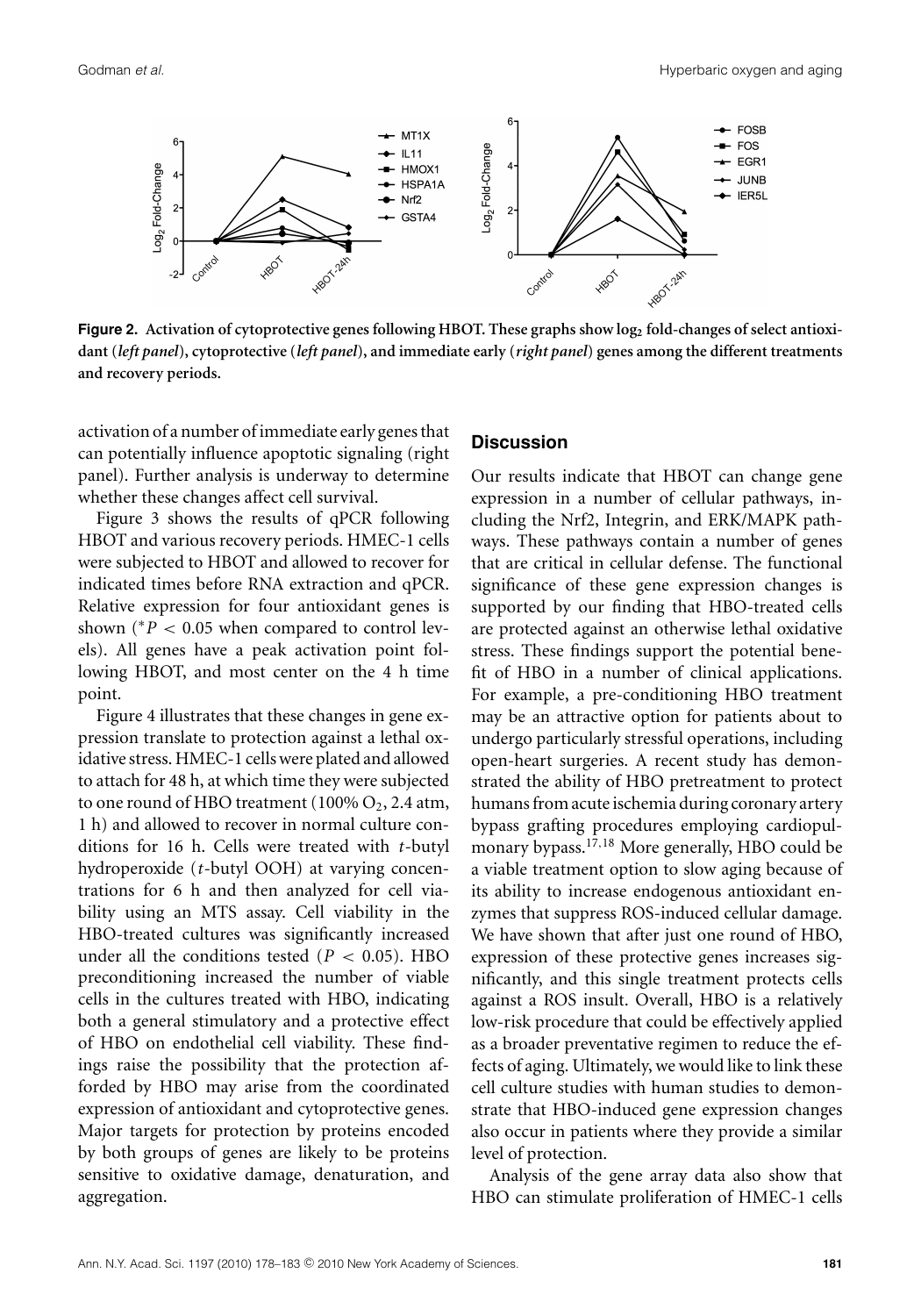Log$_2$ Fold-Change

6
4
2
0
-2

Control
HBOT
HBOT-24h

MT1X
IL11
HMOX1
HSPA1A
Nrf2
GSTA4

Log$_2$ Fold-Change

6
4
2
0

Control
HBOT
HBOT-24h

FOSB
FOS
EGR1
JUNB
IER5L

**Figure 2. Activation of cytoprotective genes following HBOT. These graphs show log$_2$ fold-changes of select antioxidant (*left panel*), cytoprotective (*left panel*), and immediate early (*right panel*) genes among the different treatments and recovery periods.**

activation of a number of immediate early genes that can potentially influence apoptotic signaling (right panel). Further analysis is underway to determine whether these changes affect cell survival.

Figure 3 shows the results of qPCR following HBOT and various recovery periods. HMEC-1 cells were subjected to HBOT and allowed to recover for indicated times before RNA extraction and qPCR. Relative expression for four antioxidant genes is shown ($^*P < 0.05$ when compared to control levels). All genes have a peak activation point following HBOT, and most center on the 4 h time point.

Figure 4 illustrates that these changes in gene expression translate to protection against a lethal oxidative stress. HMEC-1 cells were plated and allowed to attach for 48 h, at which time they were subjected to one round of HBO treatment (100% $O_2$, 2.4 atm, 1 h) and allowed to recover in normal culture conditions for 16 h. Cells were treated with *t*-butyl hydroperoxide (*t*-butyl OOH) at varying concentrations for 6 h and then analyzed for cell viability using an MTS assay. Cell viability in the HBO-treated cultures was significantly increased under all the conditions tested ($P < 0.05$). HBO preconditioning increased the number of viable cells in the cultures treated with HBO, indicating both a general stimulatory and a protective effect of HBO on endothelial cell viability. These findings raise the possibility that the protection afforded by HBO may arise from the coordinated expression of antioxidant and cytoprotective genes. Major targets for protection by proteins encoded by both groups of genes are likely to be proteins sensitive to oxidative damage, denaturation, and aggregation.

## Discussion

Our results indicate that HBOT can change gene expression in a number of cellular pathways, including the Nrf2, Integrin, and ERK/MAPK pathways. These pathways contain a number of genes that are critical in cellular defense. The functional significance of these gene expression changes is supported by our finding that HBO-treated cells are protected against an otherwise lethal oxidative stress. These findings support the potential benefit of HBO in a number of clinical applications. For example, a pre-conditioning HBO treatment may be an attractive option for patients about to undergo particularly stressful operations, including open-heart surgeries. A recent study has demonstrated the ability of HBO pretreatment to protect humans from acute ischemia during coronary artery bypass grafting procedures employing cardiopulmonary bypass.[17,18] More generally, HBO could be a viable treatment option to slow aging because of its ability to increase endogenous antioxidant enzymes that suppress ROS-induced cellular damage. We have shown that after just one round of HBO, expression of these protective genes increases significantly, and this single treatment protects cells against a ROS insult. Overall, HBO is a relatively low-risk procedure that could be effectively applied as a broader preventative regimen to reduce the effects of aging. Ultimately, we would like to link these cell culture studies with human studies to demonstrate that HBO-induced gene expression changes also occur in patients where they provide a similar level of protection.

Analysis of the gene array data also show that HBO can stimulate proliferation of HMEC-1 cells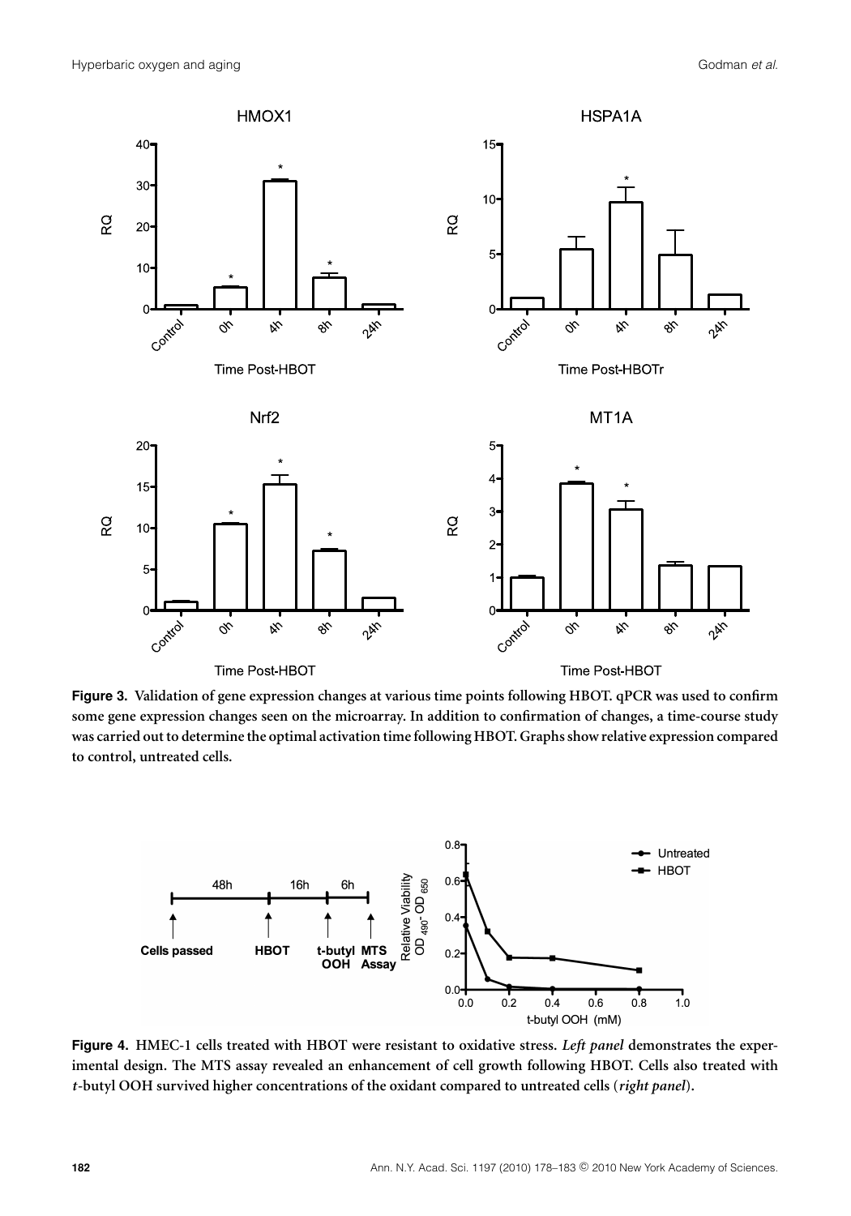**Figure 3.** **Validation of gene expression changes at various time points following HBOT. qPCR was used to confirm some gene expression changes seen on the microarray. In addition to confirmation of changes, a time-course study was carried out to determine the optimal activation time following HBOT. Graphs show relative expression compared to control, untreated cells.**

**Figure 4.** **HMEC-1 cells treated with HBOT were resistant to oxidative stress.** ***Left panel*** **demonstrates the experimental design. The MTS assay revealed an enhancement of cell growth following HBOT. Cells also treated with** ***t*****-butyl OOH survived higher concentrations of the oxidant compared to untreated cells (*****right panel*****).**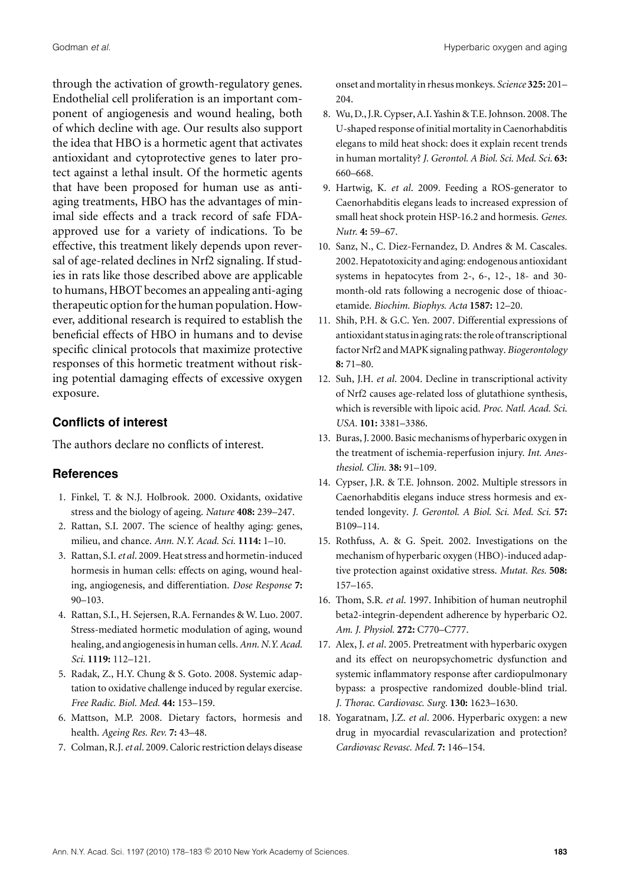through the activation of growth-regulatory genes. Endothelial cell proliferation is an important component of angiogenesis and wound healing, both of which decline with age. Our results also support the idea that HBO is a hormetic agent that activates antioxidant and cytoprotective genes to later protect against a lethal insult. Of the hormetic agents that have been proposed for human use as anti-aging treatments, HBO has the advantages of minimal side effects and a track record of safe FDA-approved use for a variety of indications. To be effective, this treatment likely depends upon reversal of age-related declines in Nrf2 signaling. If studies in rats like those described above are applicable to humans, HBOT becomes an appealing anti-aging therapeutic option for the human population. However, additional research is required to establish the beneficial effects of HBO in humans and to devise specific clinical protocols that maximize protective responses of this hormetic treatment without risking potential damaging effects of excessive oxygen exposure.

## Conflicts of interest

The authors declare no conflicts of interest.

## References

1. Finkel, T. & N.J. Holbrook. 2000. Oxidants, oxidative stress and the biology of ageing. *Nature* **408:** 239–247.
2. Rattan, S.I. 2007. The science of healthy aging: genes, milieu, and chance. *Ann. N.Y. Acad. Sci.* **1114:** 1–10.
3. Rattan, S.I. *et al*. 2009. Heat stress and hormetin-induced hormesis in human cells: effects on aging, wound healing, angiogenesis, and differentiation. *Dose Response* **7:** 90–103.
4. Rattan, S.I., H. Sejersen, R.A. Fernandes & W. Luo. 2007. Stress-mediated hormetic modulation of aging, wound healing, and angiogenesis in human cells. *Ann. N.Y. Acad. Sci.* **1119:** 112–121.
5. Radak, Z., H.Y. Chung & S. Goto. 2008. Systemic adaptation to oxidative challenge induced by regular exercise. *Free Radic. Biol. Med.* **44:** 153–159.
6. Mattson, M.P. 2008. Dietary factors, hormesis and health. *Ageing Res. Rev.* **7:** 43–48.
7. Colman, R.J. *et al*. 2009. Caloric restriction delays disease onset and mortality in rhesus monkeys. *Science* **325:** 201–204.
8. Wu, D., J.R. Cypser, A.I. Yashin & T.E. Johnson. 2008. The U-shaped response of initial mortality in Caenorhabditis elegans to mild heat shock: does it explain recent trends in human mortality? *J. Gerontol. A Biol. Sci. Med. Sci.* **63:** 660–668.
9. Hartwig, K. *et al*. 2009. Feeding a ROS-generator to Caenorhabditis elegans leads to increased expression of small heat shock protein HSP-16.2 and hormesis. *Genes. Nutr.* **4:** 59–67.
10. Sanz, N., C. Diez-Fernandez, D. Andres & M. Cascales. 2002. Hepatotoxicity and aging: endogenous antioxidant systems in hepatocytes from 2-, 6-, 12-, 18- and 30-month-old rats following a necrogenic dose of thioacetamide. *Biochim. Biophys. Acta* **1587:** 12–20.
11. Shih, P.H. & G.C. Yen. 2007. Differential expressions of antioxidant status in aging rats: the role of transcriptional factor Nrf2 and MAPK signaling pathway. *Biogerontology* **8:** 71–80.
12. Suh, J.H. *et al*. 2004. Decline in transcriptional activity of Nrf2 causes age-related loss of glutathione synthesis, which is reversible with lipoic acid. *Proc. Natl. Acad. Sci. USA.* **101:** 3381–3386.
13. Buras, J. 2000. Basic mechanisms of hyperbaric oxygen in the treatment of ischemia-reperfusion injury. *Int. Anesthesiol. Clin.* **38:** 91–109.
14. Cypser, J.R. & T.E. Johnson. 2002. Multiple stressors in Caenorhabditis elegans induce stress hormesis and extended longevity. *J. Gerontol. A Biol. Sci. Med. Sci.* **57:** B109–114.
15. Rothfuss, A. & G. Speit. 2002. Investigations on the mechanism of hyperbaric oxygen (HBO)-induced adaptive protection against oxidative stress. *Mutat. Res.* **508:** 157–165.
16. Thom, S.R. *et al*. 1997. Inhibition of human neutrophil beta2-integrin-dependent adherence by hyperbaric O2. *Am. J. Physiol.* **272:** C770–C777.
17. Alex, J. *et al*. 2005. Pretreatment with hyperbaric oxygen and its effect on neuropsychometric dysfunction and systemic inflammatory response after cardiopulmonary bypass: a prospective randomized double-blind trial. *J. Thorac. Cardiovasc. Surg.* **130:** 1623–1630.
18. Yogaratnam, J.Z. *et al*. 2006. Hyperbaric oxygen: a new drug in myocardial revascularization and protection? *Cardiovasc Revasc. Med.* **7:** 146–154.